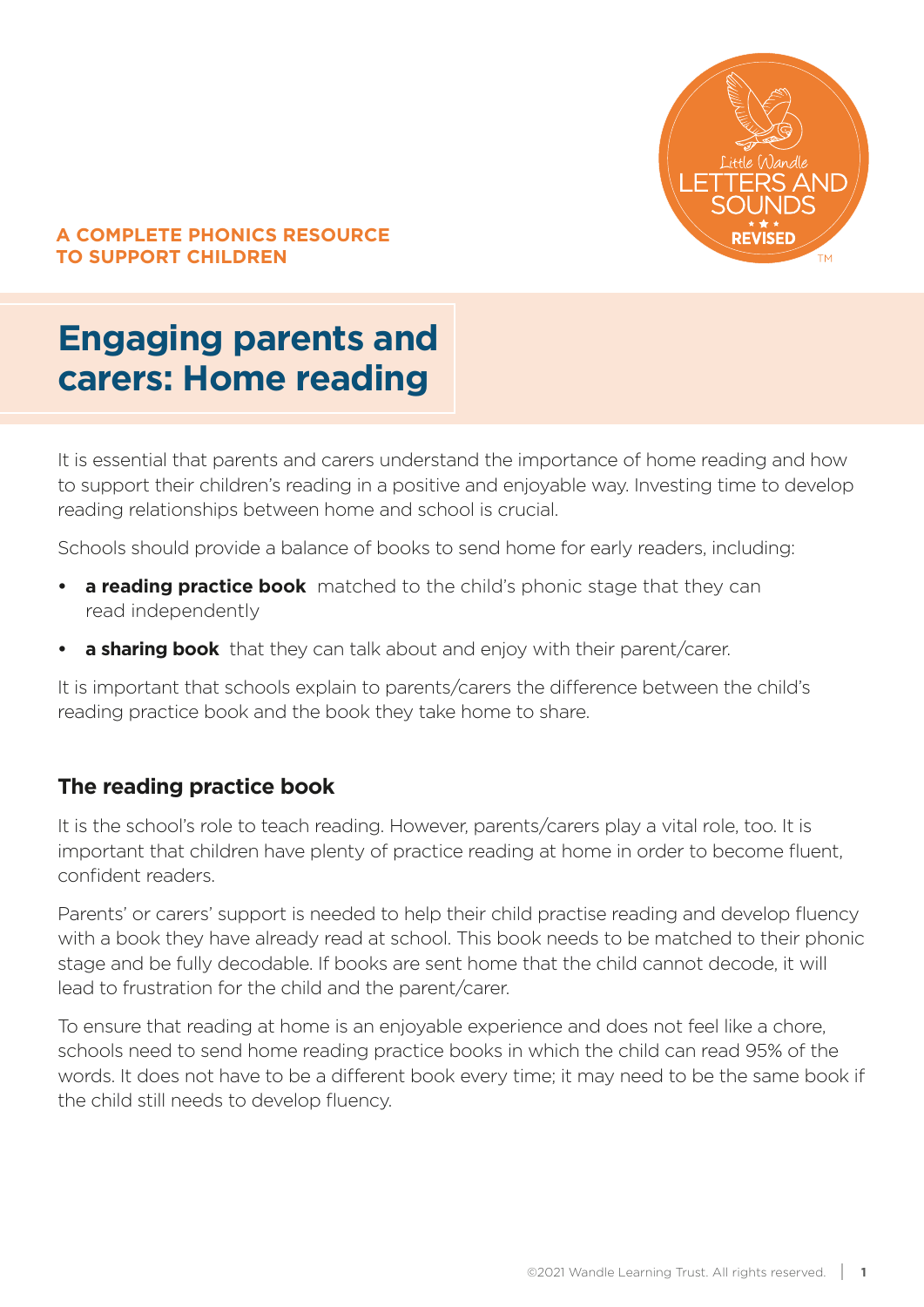**A COMPLETE PHONICS RESOURCE TO SUPPORT CHILDREN**

# Engaging parents and carers: Home reading

It is essential that parents and carers understand the importance of home reading and how to support their children's reading in a positive and enjoyable way. Investing time to develop reading relationships between home and school is crucial.

Schools should provide a balance of books to send home for early readers, including:

- **a reading practice book** matched to the child's phonic stage that they can read independently
- **a sharing book** that they can talk about and enjoy with their parent/carer.

It is important that schools explain to parents/carers the difference between the child's reading practice book and the book they take home to share.

## The reading practice book

It is the school's role to teach reading. However, parents/carers play a vital role, too. It is important that children have plenty of practice reading at home in order to become fluent, confident readers.

Parents' or carers' support is needed to help their child practise reading and develop fluency with a book they have already read at school. This book needs to be matched to their phonic stage and be fully decodable. If books are sent home that the child cannot decode, it will lead to frustration for the child and the parent/carer.

To ensure that reading at home is an enjoyable experience and does not feel like a chore, schools need to send home reading practice books in which the child can read 95% of the words. It does not have to be a different book every time; it may need to be the same book if the child still needs to develop fluency.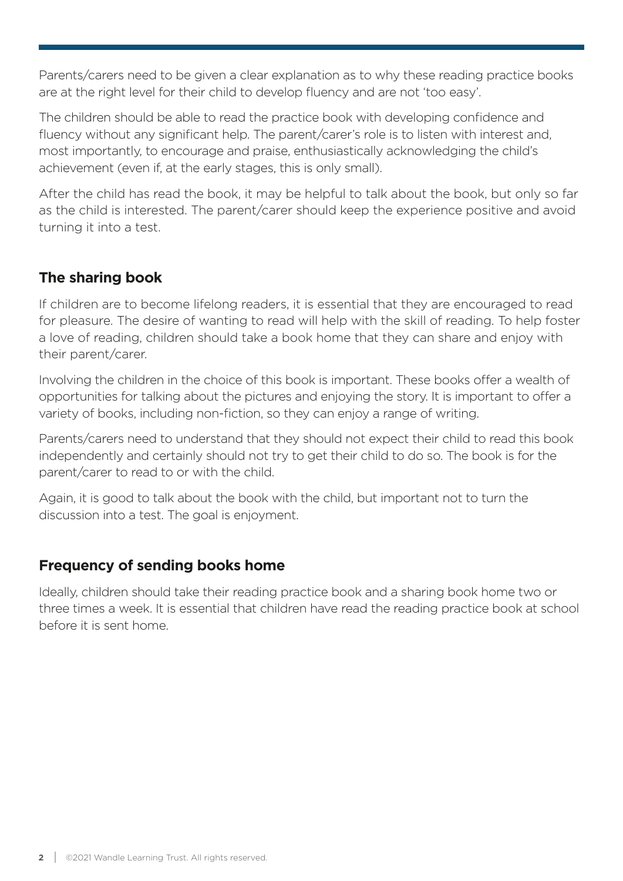Parents/carers need to be given a clear explanation as to why these reading practice books are at the right level for their child to develop fluency and are not 'too easy'.

The children should be able to read the practice book with developing confidence and fluency without any significant help. The parent/carer's role is to listen with interest and, most importantly, to encourage and praise, enthusiastically acknowledging the child's achievement (even if, at the early stages, this is only small).

After the child has read the book, it may be helpful to talk about the book, but only so far as the child is interested. The parent/carer should keep the experience positive and avoid turning it into a test.

## The sharing book

If children are to become lifelong readers, it is essential that they are encouraged to read for pleasure. The desire of wanting to read will help with the skill of reading. To help foster a love of reading, children should take a book home that they can share and enjoy with their parent/carer.

Involving the children in the choice of this book is important. These books offer a wealth of opportunities for talking about the pictures and enjoying the story. It is important to offer a variety of books, including non-fiction, so they can enjoy a range of writing.

Parents/carers need to understand that they should not expect their child to read this book independently and certainly should not try to get their child to do so. The book is for the parent/carer to read to or with the child.

Again, it is good to talk about the book with the child, but important not to turn the discussion into a test. The goal is enjoyment.

## Frequency of sending books home

Ideally, children should take their reading practice book and a sharing book home two or three times a week. It is essential that children have read the reading practice book at school before it is sent home.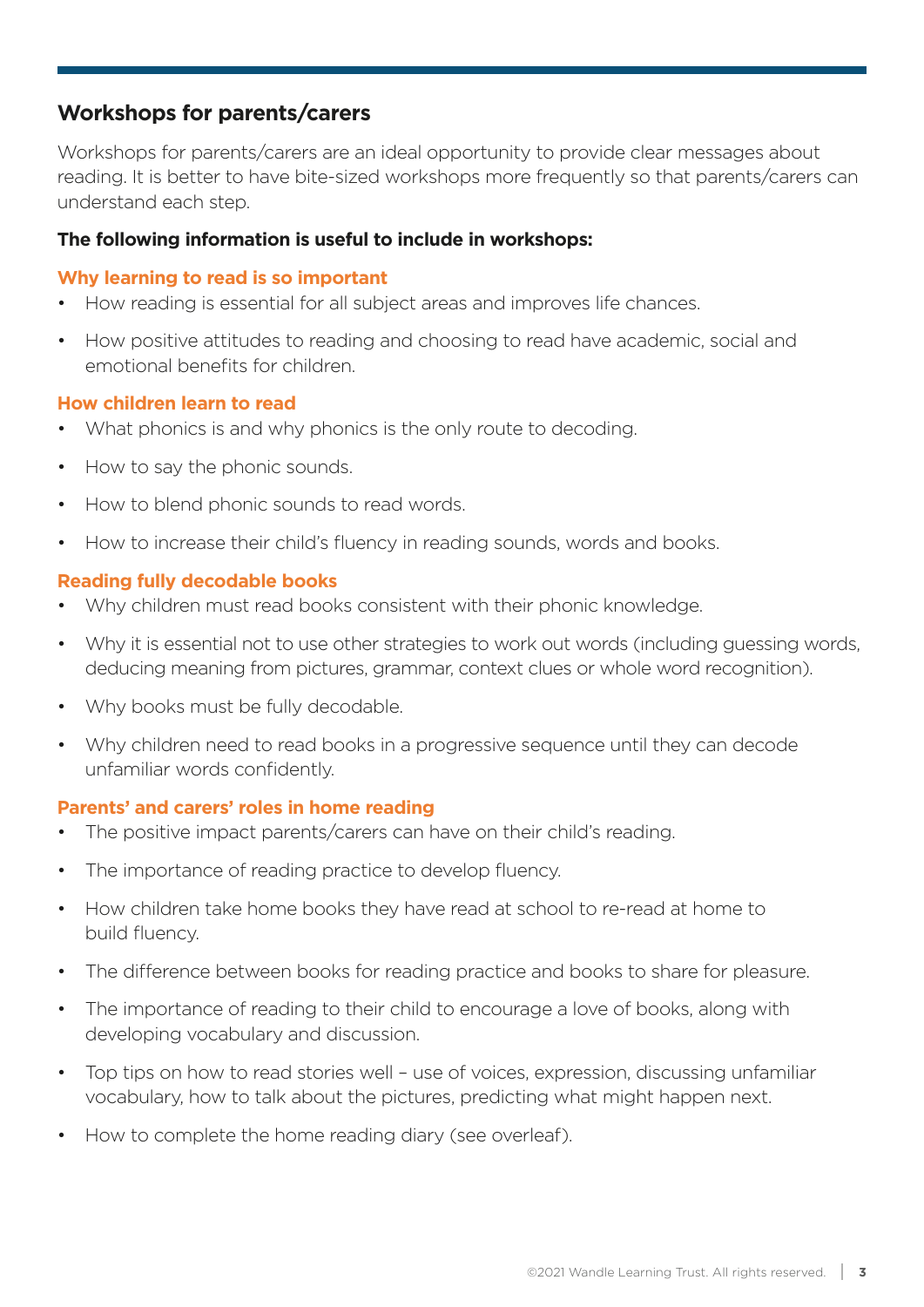## Workshops for parents/carers

Workshops for parents/carers are an ideal opportunity to provide clear messages about reading. It is better to have bite-sized workshops more frequently so that parents/carers can understand each step.

**The following information is useful to include in workshops:**

### Why learning to read is so important

- How reading is essential for all subject areas and improves life chances.
- How positive attitudes to reading and choosing to read have academic, social and emotional benefits for children.

### How children learn to read

- What phonics is and why phonics is the only route to decoding.
- How to say the phonic sounds.
- How to blend phonic sounds to read words.
- How to increase their child's fluency in reading sounds, words and books.

### Reading fully decodable books

- Why children must read books consistent with their phonic knowledge.
- Why it is essential not to use other strategies to work out words (including guessing words, deducing meaning from pictures, grammar, context clues or whole word recognition).
- Why books must be fully decodable.
- Why children need to read books in a progressive sequence until they can decode unfamiliar words confidently.

### Parents' and carers' roles in home reading

- The positive impact parents/carers can have on their child's reading.
- The importance of reading practice to develop fluency.
- How children take home books they have read at school to re-read at home to build fluency.
- The difference between books for reading practice and books to share for pleasure.
- The importance of reading to their child to encourage a love of books, along with developing vocabulary and discussion.
- Top tips on how to read stories well – use of voices, expression, discussing unfamiliar vocabulary, how to talk about the pictures, predicting what might happen next.
- How to complete the home reading diary (see overleaf).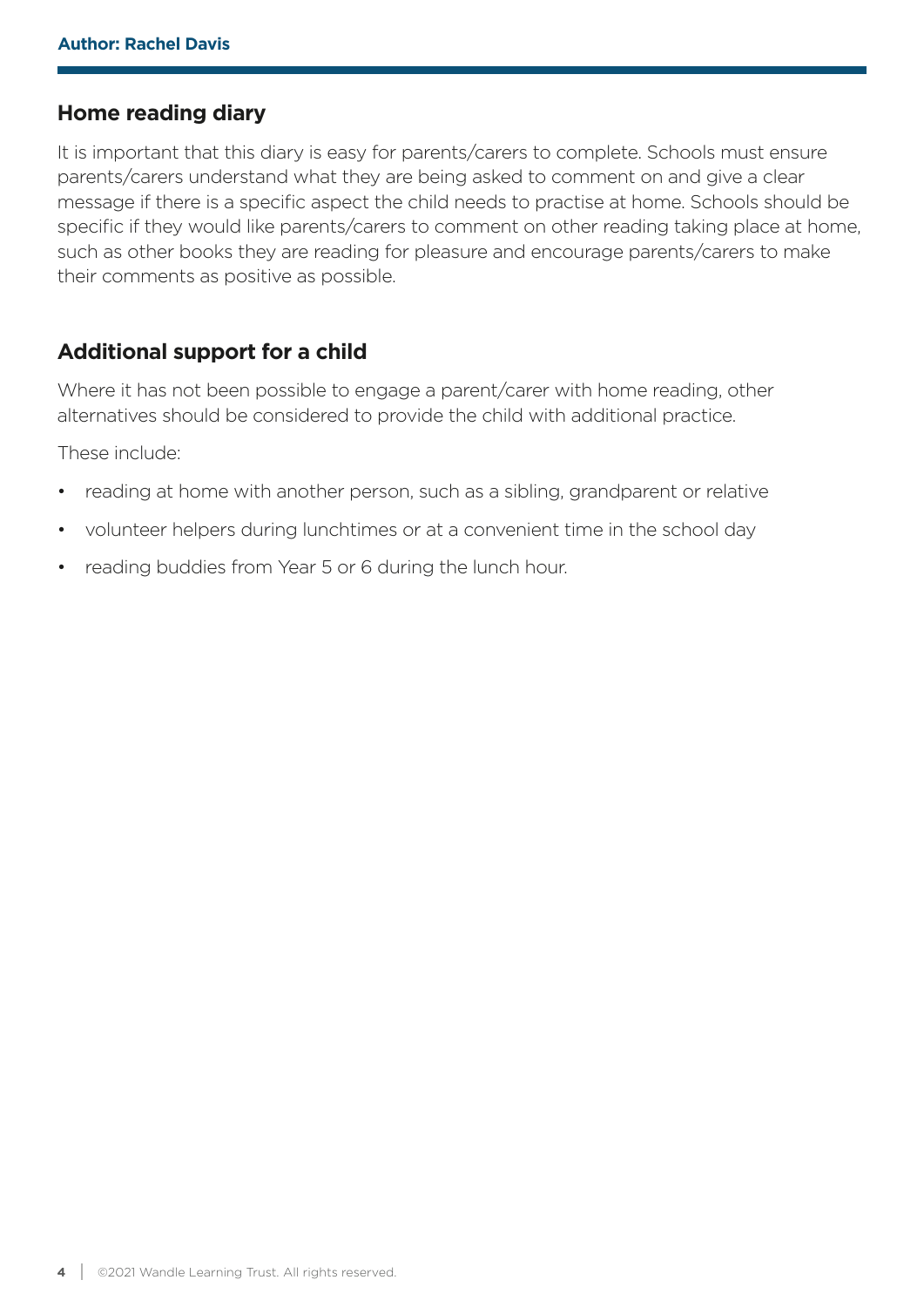## Home reading diary

It is important that this diary is easy for parents/carers to complete. Schools must ensure parents/carers understand what they are being asked to comment on and give a clear message if there is a specific aspect the child needs to practise at home. Schools should be specific if they would like parents/carers to comment on other reading taking place at home, such as other books they are reading for pleasure and encourage parents/carers to make their comments as positive as possible.

## Additional support for a child

Where it has not been possible to engage a parent/carer with home reading, other alternatives should be considered to provide the child with additional practice.

These include:

- reading at home with another person, such as a sibling, grandparent or relative
- volunteer helpers during lunchtimes or at a convenient time in the school day
- reading buddies from Year 5 or 6 during the lunch hour.